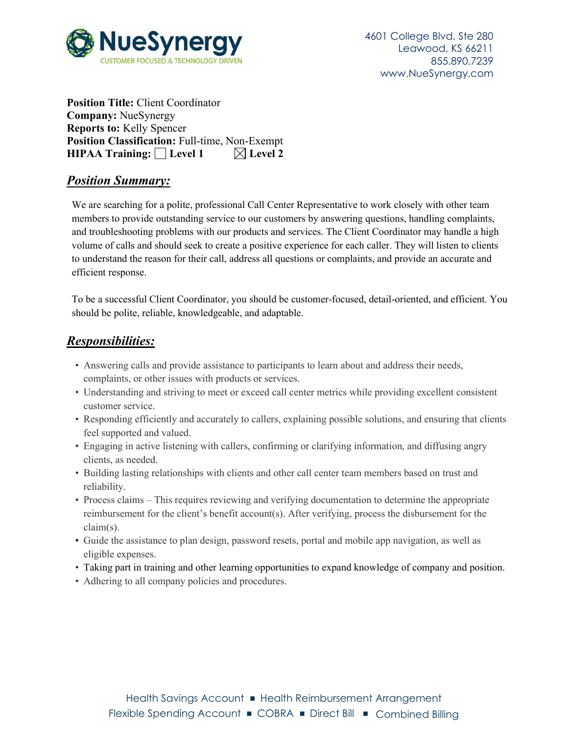NueSynergy
CUSTOMER FOCUSED & TECHNOLOGY DRIVEN

4601 College Blvd. Ste 280
Leawood, KS 66211
855.890.7239
www.NueSynergy.com

**Position Title:** Client Coordinator
**Company:** NueSynergy
**Reports to:** Kelly Spencer
**Position Classification:** Full-time, Non-Exempt
**HIPAA Training:** ☐ **Level 1** ☒ **Level 2**

## ***Position Summary:***

We are searching for a polite, professional Call Center Representative to work closely with other team members to provide outstanding service to our customers by answering questions, handling complaints, and troubleshooting problems with our products and services. The Client Coordinator may handle a high volume of calls and should seek to create a positive experience for each caller. They will listen to clients to understand the reason for their call, address all questions or complaints, and provide an accurate and efficient response.

To be a successful Client Coordinator, you should be customer-focused, detail-oriented, and efficient. You should be polite, reliable, knowledgeable, and adaptable.

## ***Responsibilities:***

- Answering calls and provide assistance to participants to learn about and address their needs, complaints, or other issues with products or services.
- Understanding and striving to meet or exceed call center metrics while providing excellent consistent customer service.
- Responding efficiently and accurately to callers, explaining possible solutions, and ensuring that clients feel supported and valued.
- Engaging in active listening with callers, confirming or clarifying information, and diffusing angry clients, as needed.
- Building lasting relationships with clients and other call center team members based on trust and reliability.
- Process claims – This requires reviewing and verifying documentation to determine the appropriate reimbursement for the client's benefit account(s). After verifying, process the disbursement for the claim(s).
- Guide the assistance to plan design, password resets, portal and mobile app navigation, as well as eligible expenses.
- Taking part in training and other learning opportunities to expand knowledge of company and position.
- Adhering to all company policies and procedures.

Health Savings Account ■ Health Reimbursement Arrangement
Flexible Spending Account ■ COBRA ■ Direct Bill ■ Combined Billing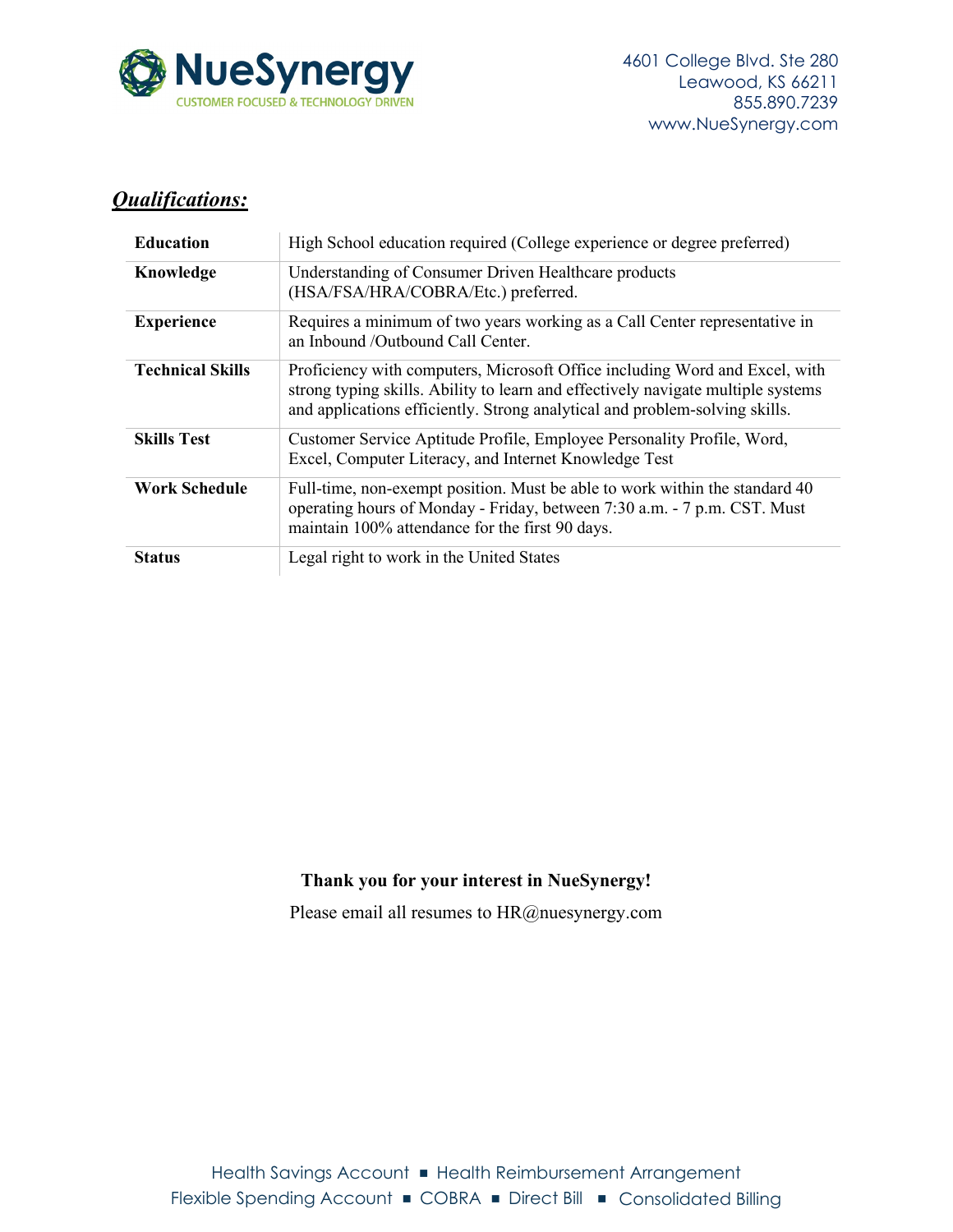## ***Qualifications:***

| | |
|---|---|
| **Education** | High School education required (College experience or degree preferred) |
| **Knowledge** | Understanding of Consumer Driven Healthcare products (HSA/FSA/HRA/COBRA/Etc.) preferred. |
| **Experience** | Requires a minimum of two years working as a Call Center representative in an Inbound /Outbound Call Center. |
| **Technical Skills** | Proficiency with computers, Microsoft Office including Word and Excel, with strong typing skills. Ability to learn and effectively navigate multiple systems and applications efficiently. Strong analytical and problem-solving skills. |
| **Skills Test** | Customer Service Aptitude Profile, Employee Personality Profile, Word, Excel, Computer Literacy, and Internet Knowledge Test |
| **Work Schedule** | Full-time, non-exempt position. Must be able to work within the standard 40 operating hours of Monday - Friday, between 7:30 a.m. - 7 p.m. CST. Must maintain 100% attendance for the first 90 days. |
| **Status** | Legal right to work in the United States |

**Thank you for your interest in NueSynergy!**

Please email all resumes to HR@nuesynergy.com